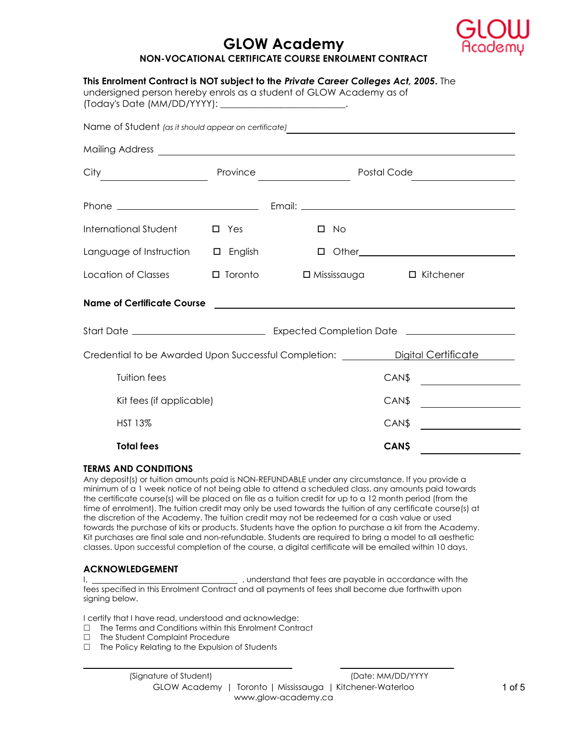# GLOW Academy

## NON-VOCATIONAL CERTIFICATE COURSE ENROLMENT CONTRACT

**This Enrolment Contract is NOT subject to the *Private Career Colleges Act, 2005*.** The undersigned person hereby enrols as a student of GLOW Academy as of (Today's Date (MM/DD/YYYY): ________________________.

Name of Student *(as it should appear on certificate)* ________________________

Mailing Address ________________________

City ____________ Province ____________ Postal Code ____________

Phone ____________ Email: ________________________

International Student ☐ Yes ☐ No

Language of Instruction ☐ English ☐ Other________________

Location of Classes ☐ Toronto ☐ Mississauga ☐ Kitchener

**Name of Certificate Course** ________________________

Start Date ____________ Expected Completion Date ____________

Credential to be Awarded Upon Successful Completion: Digital Certificate

| | | |
|---|---|---|
| Tuition fees | CAN$ | |
| Kit fees (if applicable) | CAN$ | |
| HST 13% | CAN$ | |
| **Total fees** | **CAN$** | |

### TERMS AND CONDITIONS

Any deposit(s) or tuition amounts paid is NON-REFUNDABLE under any circumstance. If you provide a minimum of a 1 week notice of not being able to attend a scheduled class, any amounts paid towards the certificate course(s) will be placed on file as a tuition credit for up to a 12 month period (from the time of enrolment). The tuition credit may only be used towards the tuition of any certificate course(s) at the discretion of the Academy. The tuition credit may not be redeemed for a cash value or used towards the purchase of kits or products. Students have the option to purchase a kit from the Academy. Kit purchases are final sale and non-refundable. Students are required to bring a model to all aesthetic classes. Upon successful completion of the course, a digital certificate will be emailed within 10 days.

### ACKNOWLEDGEMENT

I, ________________________ , understand that fees are payable in accordance with the fees specified in this Enrolment Contract and all payments of fees shall become due forthwith upon signing below.

I certify that I have read, understood and acknowledge:

☐ The Terms and Conditions within this Enrolment Contract
☐ The Student Complaint Procedure
☐ The Policy Relating to the Expulsion of Students

________________________ (Signature of Student) ________________________ (Date: MM/DD/YYYY

GLOW Academy | Toronto | Mississauga | Kitchener-Waterloo
www.glow-academy.ca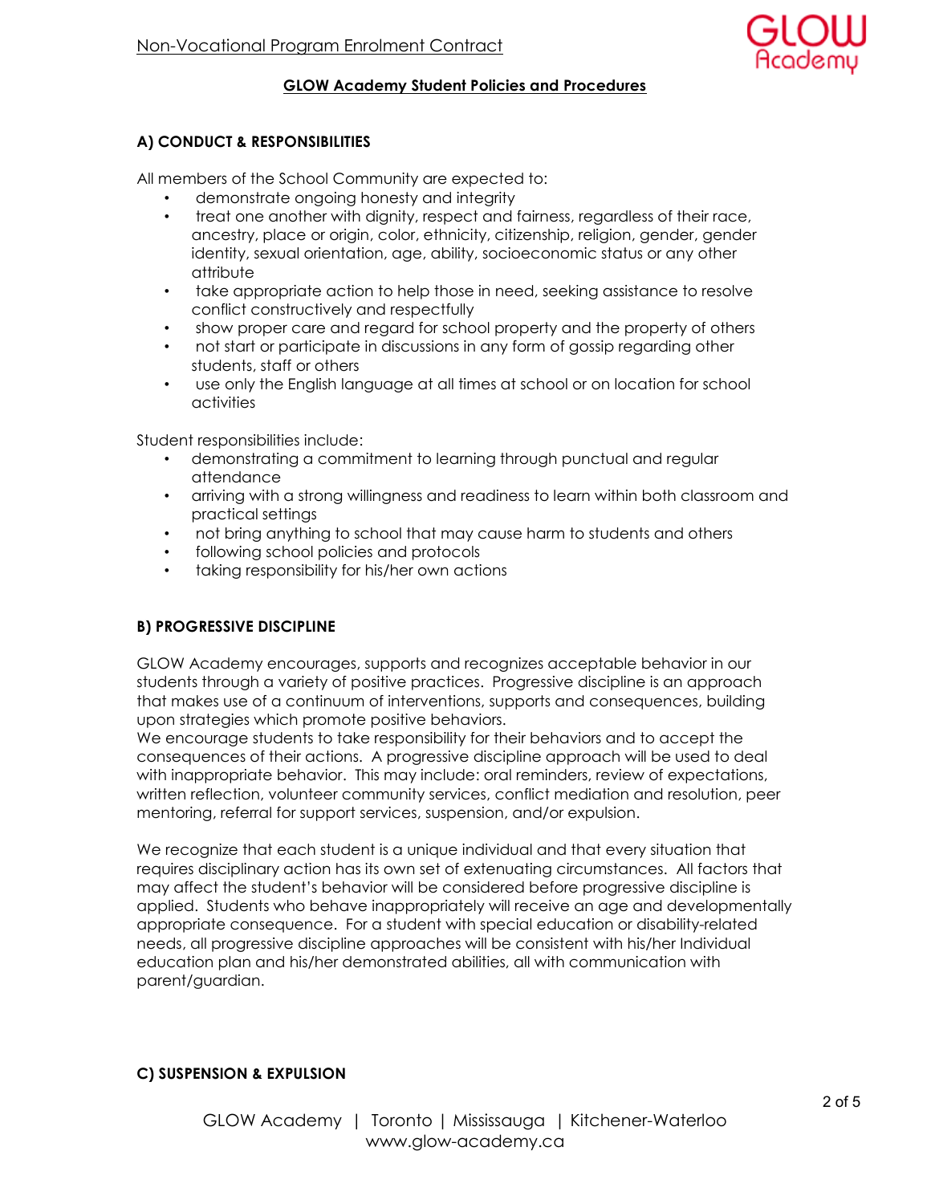Non-Vocational Program Enrolment Contract

## GLOW Academy Student Policies and Procedures

### A) CONDUCT & RESPONSIBILITIES

All members of the School Community are expected to:

- demonstrate ongoing honesty and integrity
- treat one another with dignity, respect and fairness, regardless of their race, ancestry, place or origin, color, ethnicity, citizenship, religion, gender, gender identity, sexual orientation, age, ability, socioeconomic status or any other attribute
- take appropriate action to help those in need, seeking assistance to resolve conflict constructively and respectfully
- show proper care and regard for school property and the property of others
- not start or participate in discussions in any form of gossip regarding other students, staff or others
- use only the English language at all times at school or on location for school activities

Student responsibilities include:

- demonstrating a commitment to learning through punctual and regular attendance
- arriving with a strong willingness and readiness to learn within both classroom and practical settings
- not bring anything to school that may cause harm to students and others
- following school policies and protocols
- taking responsibility for his/her own actions

### B) PROGRESSIVE DISCIPLINE

GLOW Academy encourages, supports and recognizes acceptable behavior in our students through a variety of positive practices. Progressive discipline is an approach that makes use of a continuum of interventions, supports and consequences, building upon strategies which promote positive behaviors.
We encourage students to take responsibility for their behaviors and to accept the consequences of their actions. A progressive discipline approach will be used to deal with inappropriate behavior. This may include: oral reminders, review of expectations, written reflection, volunteer community services, conflict mediation and resolution, peer mentoring, referral for support services, suspension, and/or expulsion.

We recognize that each student is a unique individual and that every situation that requires disciplinary action has its own set of extenuating circumstances. All factors that may affect the student's behavior will be considered before progressive discipline is applied. Students who behave inappropriately will receive an age and developmentally appropriate consequence. For a student with special education or disability-related needs, all progressive discipline approaches will be consistent with his/her Individual education plan and his/her demonstrated abilities, all with communication with parent/guardian.

### C) SUSPENSION & EXPULSION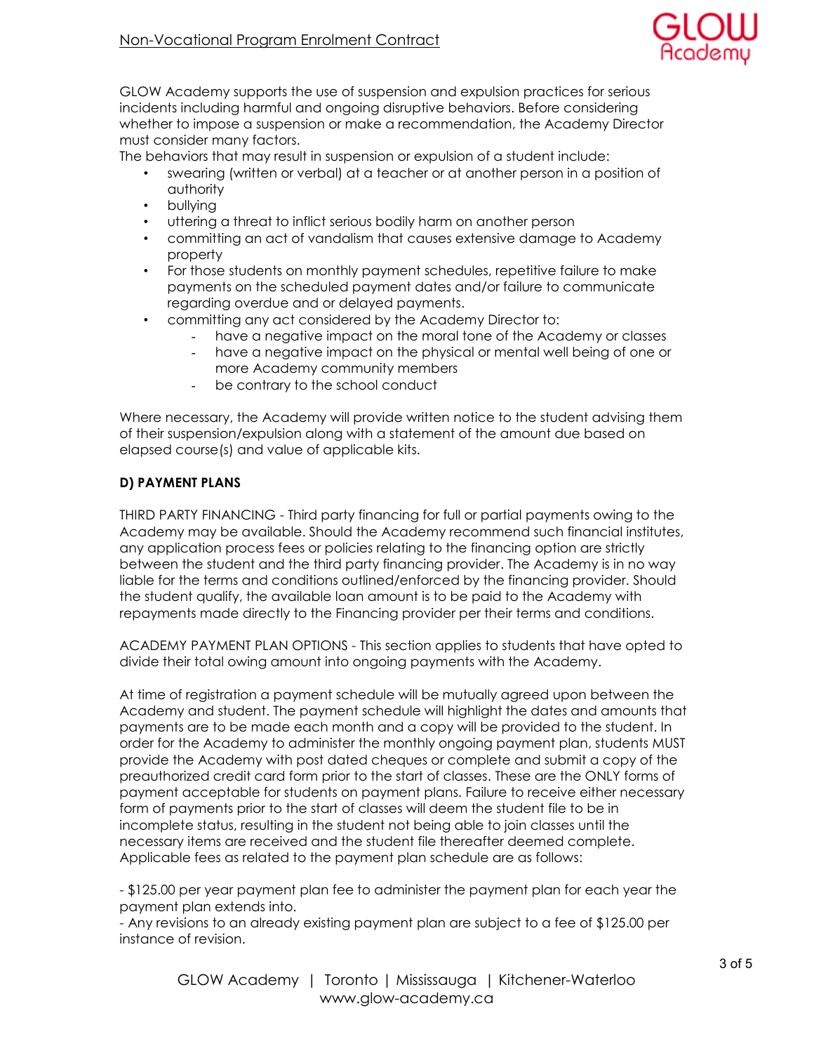GLOW Academy supports the use of suspension and expulsion practices for serious incidents including harmful and ongoing disruptive behaviors. Before considering whether to impose a suspension or make a recommendation, the Academy Director must consider many factors.

The behaviors that may result in suspension or expulsion of a student include:

- swearing (written or verbal) at a teacher or at another person in a position of authority
- bullying
- uttering a threat to inflict serious bodily harm on another person
- committing an act of vandalism that causes extensive damage to Academy property
- For those students on monthly payment schedules, repetitive failure to make payments on the scheduled payment dates and/or failure to communicate regarding overdue and or delayed payments.
- committing any act considered by the Academy Director to:
  - have a negative impact on the moral tone of the Academy or classes
  - have a negative impact on the physical or mental well being of one or more Academy community members
  - be contrary to the school conduct

Where necessary, the Academy will provide written notice to the student advising them of their suspension/expulsion along with a statement of the amount due based on elapsed course(s) and value of applicable kits.

**D) PAYMENT PLANS**

THIRD PARTY FINANCING - Third party financing for full or partial payments owing to the Academy may be available. Should the Academy recommend such financial institutes, any application process fees or policies relating to the financing option are strictly between the student and the third party financing provider. The Academy is in no way liable for the terms and conditions outlined/enforced by the financing provider. Should the student qualify, the available loan amount is to be paid to the Academy with repayments made directly to the Financing provider per their terms and conditions.

ACADEMY PAYMENT PLAN OPTIONS - This section applies to students that have opted to divide their total owing amount into ongoing payments with the Academy.

At time of registration a payment schedule will be mutually agreed upon between the Academy and student. The payment schedule will highlight the dates and amounts that payments are to be made each month and a copy will be provided to the student. In order for the Academy to administer the monthly ongoing payment plan, students MUST provide the Academy with post dated cheques or complete and submit a copy of the preauthorized credit card form prior to the start of classes. These are the ONLY forms of payment acceptable for students on payment plans. Failure to receive either necessary form of payments prior to the start of classes will deem the student file to be in incomplete status, resulting in the student not being able to join classes until the necessary items are received and the student file thereafter deemed complete. Applicable fees as related to the payment plan schedule are as follows:

- $125.00 per year payment plan fee to administer the payment plan for each year the payment plan extends into.
- Any revisions to an already existing payment plan are subject to a fee of $125.00 per instance of revision.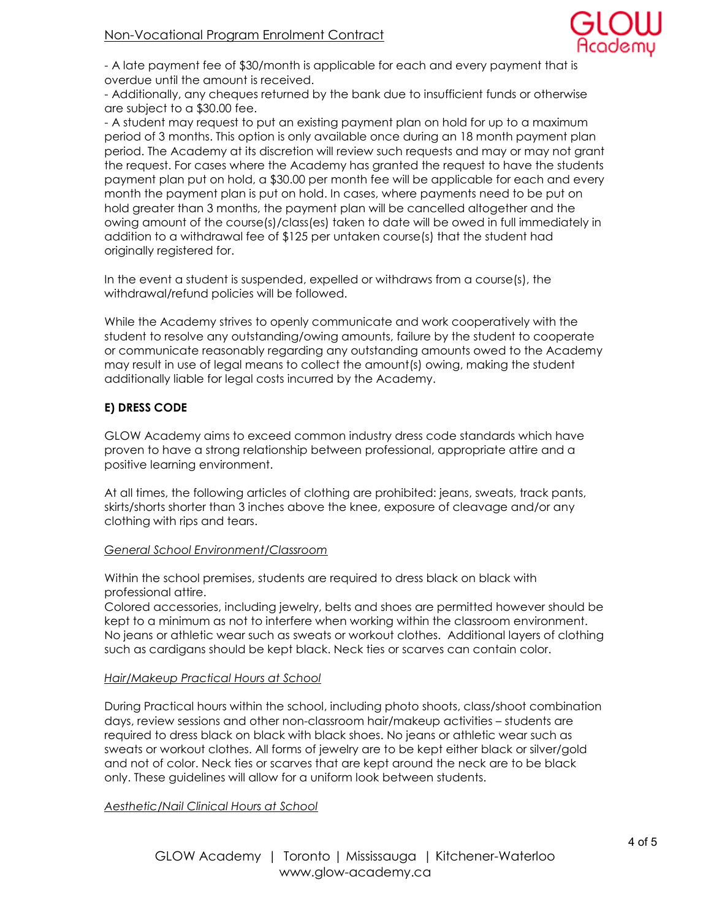- A late payment fee of $30/month is applicable for each and every payment that is overdue until the amount is received.
- Additionally, any cheques returned by the bank due to insufficient funds or otherwise are subject to a $30.00 fee.
- A student may request to put an existing payment plan on hold for up to a maximum period of 3 months. This option is only available once during an 18 month payment plan period. The Academy at its discretion will review such requests and may or may not grant the request. For cases where the Academy has granted the request to have the students payment plan put on hold, a $30.00 per month fee will be applicable for each and every month the payment plan is put on hold. In cases, where payments need to be put on hold greater than 3 months, the payment plan will be cancelled altogether and the owing amount of the course(s)/class(es) taken to date will be owed in full immediately in addition to a withdrawal fee of $125 per untaken course(s) that the student had originally registered for.

In the event a student is suspended, expelled or withdraws from a course(s), the withdrawal/refund policies will be followed.

While the Academy strives to openly communicate and work cooperatively with the student to resolve any outstanding/owing amounts, failure by the student to cooperate or communicate reasonably regarding any outstanding amounts owed to the Academy may result in use of legal means to collect the amount(s) owing, making the student additionally liable for legal costs incurred by the Academy.

## E) DRESS CODE

GLOW Academy aims to exceed common industry dress code standards which have proven to have a strong relationship between professional, appropriate attire and a positive learning environment.

At all times, the following articles of clothing are prohibited: jeans, sweats, track pants, skirts/shorts shorter than 3 inches above the knee, exposure of cleavage and/or any clothing with rips and tears.

### *General School Environment/Classroom*

Within the school premises, students are required to dress black on black with professional attire.
Colored accessories, including jewelry, belts and shoes are permitted however should be kept to a minimum as not to interfere when working within the classroom environment. No jeans or athletic wear such as sweats or workout clothes. Additional layers of clothing such as cardigans should be kept black. Neck ties or scarves can contain color.

### *Hair/Makeup Practical Hours at School*

During Practical hours within the school, including photo shoots, class/shoot combination days, review sessions and other non-classroom hair/makeup activities – students are required to dress black on black with black shoes. No jeans or athletic wear such as sweats or workout clothes. All forms of jewelry are to be kept either black or silver/gold and not of color. Neck ties or scarves that are kept around the neck are to be black only. These guidelines will allow for a uniform look between students.

### *Aesthetic/Nail Clinical Hours at School*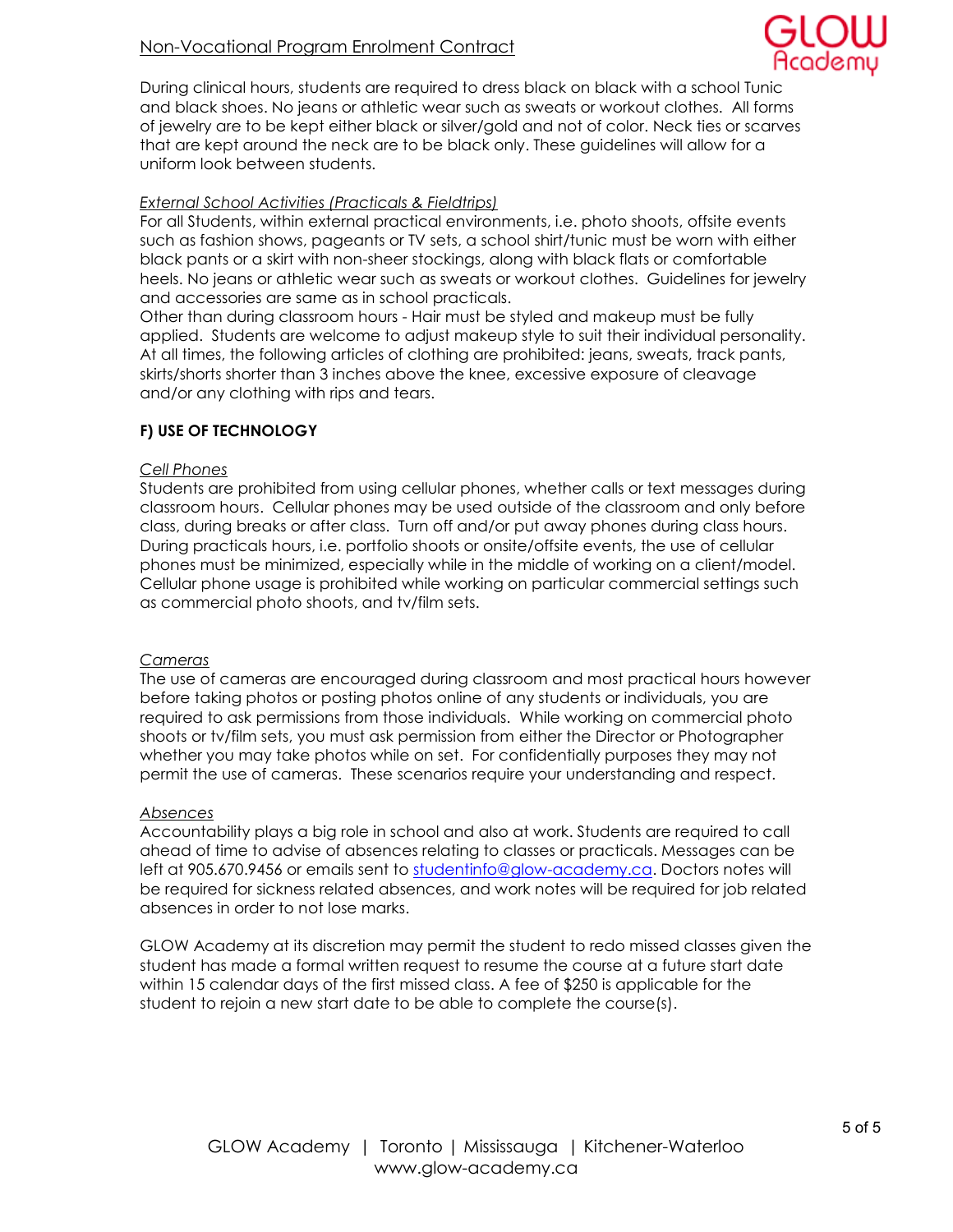During clinical hours, students are required to dress black on black with a school Tunic and black shoes. No jeans or athletic wear such as sweats or workout clothes. All forms of jewelry are to be kept either black or silver/gold and not of color. Neck ties or scarves that are kept around the neck are to be black only. These guidelines will allow for a uniform look between students.

*External School Activities (Practicals & Fieldtrips)*

For all Students, within external practical environments, i.e. photo shoots, offsite events such as fashion shows, pageants or TV sets, a school shirt/tunic must be worn with either black pants or a skirt with non-sheer stockings, along with black flats or comfortable heels. No jeans or athletic wear such as sweats or workout clothes. Guidelines for jewelry and accessories are same as in school practicals.

Other than during classroom hours - Hair must be styled and makeup must be fully applied. Students are welcome to adjust makeup style to suit their individual personality. At all times, the following articles of clothing are prohibited: jeans, sweats, track pants, skirts/shorts shorter than 3 inches above the knee, excessive exposure of cleavage and/or any clothing with rips and tears.

**F) USE OF TECHNOLOGY**

*Cell Phones*

Students are prohibited from using cellular phones, whether calls or text messages during classroom hours. Cellular phones may be used outside of the classroom and only before class, during breaks or after class. Turn off and/or put away phones during class hours. During practicals hours, i.e. portfolio shoots or onsite/offsite events, the use of cellular phones must be minimized, especially while in the middle of working on a client/model. Cellular phone usage is prohibited while working on particular commercial settings such as commercial photo shoots, and tv/film sets.

*Cameras*

The use of cameras are encouraged during classroom and most practical hours however before taking photos or posting photos online of any students or individuals, you are required to ask permissions from those individuals. While working on commercial photo shoots or tv/film sets, you must ask permission from either the Director or Photographer whether you may take photos while on set. For confidentially purposes they may not permit the use of cameras. These scenarios require your understanding and respect.

*Absences*

Accountability plays a big role in school and also at work. Students are required to call ahead of time to advise of absences relating to classes or practicals. Messages can be left at 905.670.9456 or emails sent to studentinfo@glow-academy.ca. Doctors notes will be required for sickness related absences, and work notes will be required for job related absences in order to not lose marks.

GLOW Academy at its discretion may permit the student to redo missed classes given the student has made a formal written request to resume the course at a future start date within 15 calendar days of the first missed class. A fee of $250 is applicable for the student to rejoin a new start date to be able to complete the course(s).